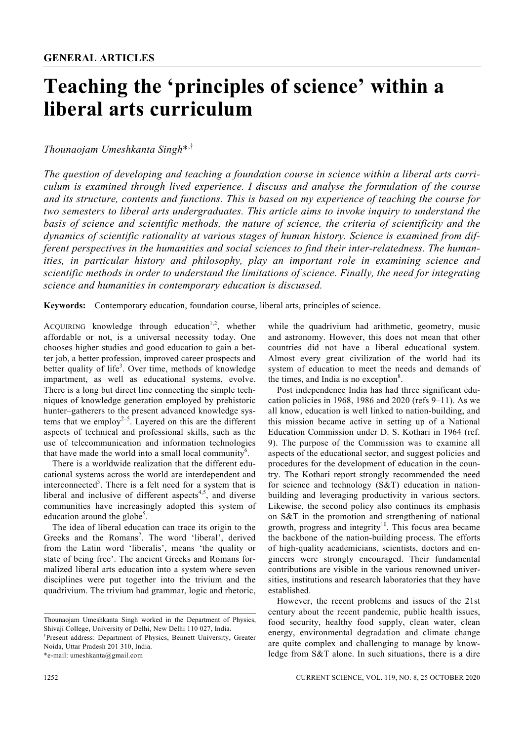**GENERAL ARTICLES**

# Teaching the 'principles of science' within a liberal arts curriculum

*Thounaojam Umeshkanta Singh*[*,†]

*The question of developing and teaching a foundation course in science within a liberal arts curriculum is examined through lived experience. I discuss and analyse the formulation of the course and its structure, contents and functions. This is based on my experience of teaching the course for two semesters to liberal arts undergraduates. This article aims to invoke inquiry to understand the basis of science and scientific methods, the nature of science, the criteria of scientificity and the dynamics of scientific rationality at various stages of human history. Science is examined from different perspectives in the humanities and social sciences to find their inter-relatedness. The humanities, in particular history and philosophy, play an important role in examining science and scientific methods in order to understand the limitations of science. Finally, the need for integrating science and humanities in contemporary education is discussed.*

**Keywords:** Contemporary education, foundation course, liberal arts, principles of science.

ACQUIRING knowledge through education[1,2], whether affordable or not, is a universal necessity today. One chooses higher studies and good education to gain a better job, a better profession, improved career prospects and better quality of life[3]. Over time, methods of knowledge impartment, as well as educational systems, evolve. There is a long but direct line connecting the simple techniques of knowledge generation employed by prehistoric hunter–gatherers to the present advanced knowledge systems that we employ[2–5]. Layered on this are the different aspects of technical and professional skills, such as the use of telecommunication and information technologies that have made the world into a small local community[6].

There is a worldwide realization that the different educational systems across the world are interdependent and interconnected[3]. There is a felt need for a system that is liberal and inclusive of different aspects[4,5], and diverse communities have increasingly adopted this system of education around the globe[5].

The idea of liberal education can trace its origin to the Greeks and the Romans[7]. The word 'liberal', derived from the Latin word 'liberalis', means 'the quality or state of being free'. The ancient Greeks and Romans formalized liberal arts education into a system where seven disciplines were put together into the trivium and the quadrivium. The trivium had grammar, logic and rhetoric, while the quadrivium had arithmetic, geometry, music and astronomy. However, this does not mean that other countries did not have a liberal educational system. Almost every great civilization of the world had its system of education to meet the needs and demands of the times, and India is no exception[8].

Post independence India has had three significant education policies in 1968, 1986 and 2020 (refs 9–11). As we all know, education is well linked to nation-building, and this mission became active in setting up of a National Education Commission under D. S. Kothari in 1964 (ref. 9). The purpose of the Commission was to examine all aspects of the educational sector, and suggest policies and procedures for the development of education in the country. The Kothari report strongly recommended the need for science and technology (S&T) education in nation-building and leveraging productivity in various sectors. Likewise, the second policy also continues its emphasis on S&T in the promotion and strengthening of national growth, progress and integrity[10]. This focus area became the backbone of the nation-building process. The efforts of high-quality academicians, scientists, doctors and engineers were strongly encouraged. Their fundamental contributions are visible in the various renowned universities, institutions and research laboratories that they have established.

However, the recent problems and issues of the 21st century about the recent pandemic, public health issues, food security, healthy food supply, clean water, clean energy, environmental degradation and climate change are quite complex and challenging to manage by knowledge from S&T alone. In such situations, there is a dire

---

Thounaojam Umeshkanta Singh worked in the Department of Physics, Shivaji College, University of Delhi, New Delhi 110 027, India.
[†]Present address: Department of Physics, Bennett University, Greater Noida, Uttar Pradesh 201 310, India.
*e-mail: umeshkanta@gmail.com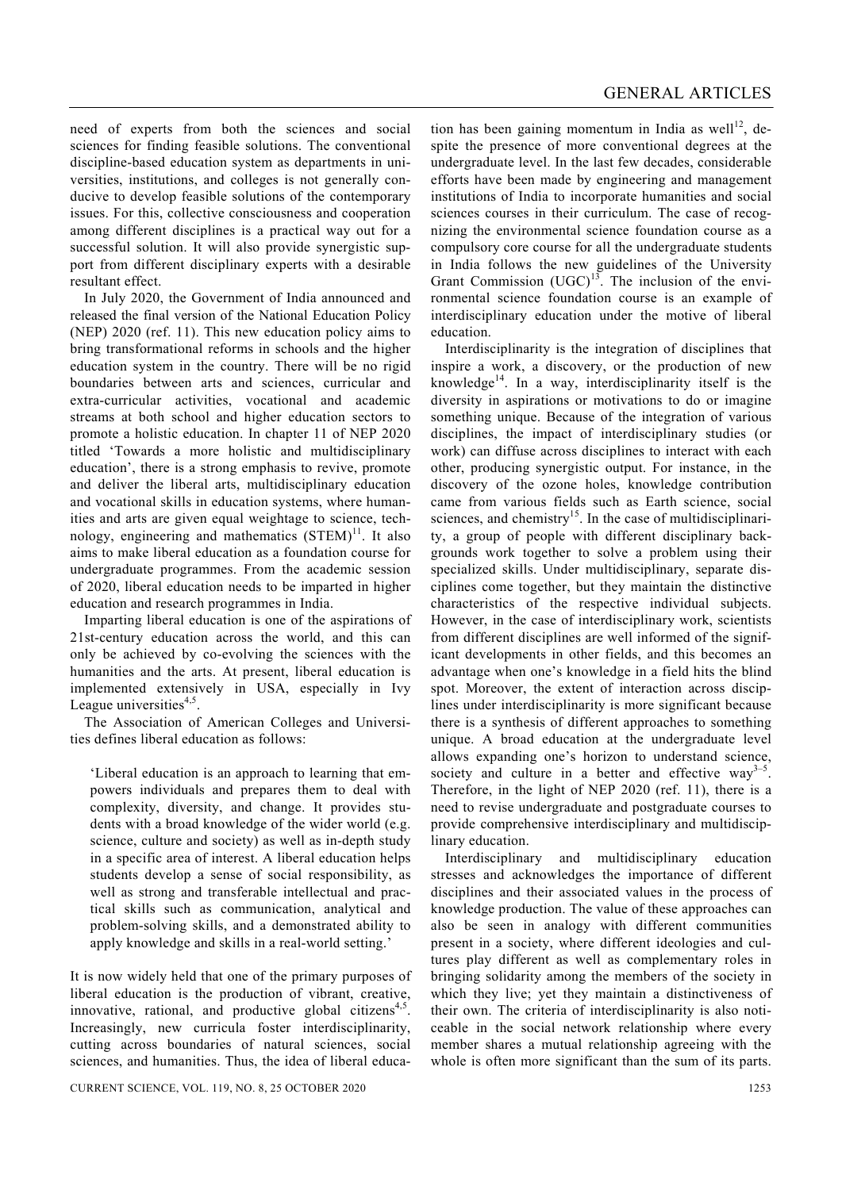need of experts from both the sciences and social sciences for finding feasible solutions. The conventional discipline-based education system as departments in universities, institutions, and colleges is not generally conducive to develop feasible solutions of the contemporary issues. For this, collective consciousness and cooperation among different disciplines is a practical way out for a successful solution. It will also provide synergistic support from different disciplinary experts with a desirable resultant effect.

In July 2020, the Government of India announced and released the final version of the National Education Policy (NEP) 2020 (ref. 11). This new education policy aims to bring transformational reforms in schools and the higher education system in the country. There will be no rigid boundaries between arts and sciences, curricular and extra-curricular activities, vocational and academic streams at both school and higher education sectors to promote a holistic education. In chapter 11 of NEP 2020 titled 'Towards a more holistic and multidisciplinary education', there is a strong emphasis to revive, promote and deliver the liberal arts, multidisciplinary education and vocational skills in education systems, where humanities and arts are given equal weightage to science, technology, engineering and mathematics (STEM)[11]. It also aims to make liberal education as a foundation course for undergraduate programmes. From the academic session of 2020, liberal education needs to be imparted in higher education and research programmes in India.

Imparting liberal education is one of the aspirations of 21st-century education across the world, and this can only be achieved by co-evolving the sciences with the humanities and the arts. At present, liberal education is implemented extensively in USA, especially in Ivy League universities[4,5].

The Association of American Colleges and Universities defines liberal education as follows:

> 'Liberal education is an approach to learning that empowers individuals and prepares them to deal with complexity, diversity, and change. It provides students with a broad knowledge of the wider world (e.g. science, culture and society) as well as in-depth study in a specific area of interest. A liberal education helps students develop a sense of social responsibility, as well as strong and transferable intellectual and practical skills such as communication, analytical and problem-solving skills, and a demonstrated ability to apply knowledge and skills in a real-world setting.'

It is now widely held that one of the primary purposes of liberal education is the production of vibrant, creative, innovative, rational, and productive global citizens[4,5]. Increasingly, new curricula foster interdisciplinarity, cutting across boundaries of natural sciences, social sciences, and humanities. Thus, the idea of liberal education has been gaining momentum in India as well[12], despite the presence of more conventional degrees at the undergraduate level. In the last few decades, considerable efforts have been made by engineering and management institutions of India to incorporate humanities and social sciences courses in their curriculum. The case of recognizing the environmental science foundation course as a compulsory core course for all the undergraduate students in India follows the new guidelines of the University Grant Commission (UGC)[13]. The inclusion of the environmental science foundation course is an example of interdisciplinary education under the motive of liberal education.

Interdisciplinarity is the integration of disciplines that inspire a work, a discovery, or the production of new knowledge[14]. In a way, interdisciplinarity itself is the diversity in aspirations or motivations to do or imagine something unique. Because of the integration of various disciplines, the impact of interdisciplinary studies (or work) can diffuse across disciplines to interact with each other, producing synergistic output. For instance, in the discovery of the ozone holes, knowledge contribution came from various fields such as Earth science, social sciences, and chemistry[15]. In the case of multidisciplinarity, a group of people with different disciplinary backgrounds work together to solve a problem using their specialized skills. Under multidisciplinary, separate disciplines come together, but they maintain the distinctive characteristics of the respective individual subjects. However, in the case of interdisciplinary work, scientists from different disciplines are well informed of the significant developments in other fields, and this becomes an advantage when one's knowledge in a field hits the blind spot. Moreover, the extent of interaction across disciplines under interdisciplinarity is more significant because there is a synthesis of different approaches to something unique. A broad education at the undergraduate level allows expanding one's horizon to understand science, society and culture in a better and effective way[3–5]. Therefore, in the light of NEP 2020 (ref. 11), there is a need to revise undergraduate and postgraduate courses to provide comprehensive interdisciplinary and multidisciplinary education.

Interdisciplinary and multidisciplinary education stresses and acknowledges the importance of different disciplines and their associated values in the process of knowledge production. The value of these approaches can also be seen in analogy with different communities present in a society, where different ideologies and cultures play different as well as complementary roles in bringing solidarity among the members of the society in which they live; yet they maintain a distinctiveness of their own. The criteria of interdisciplinarity is also noticeable in the social network relationship where every member shares a mutual relationship agreeing with the whole is often more significant than the sum of its parts.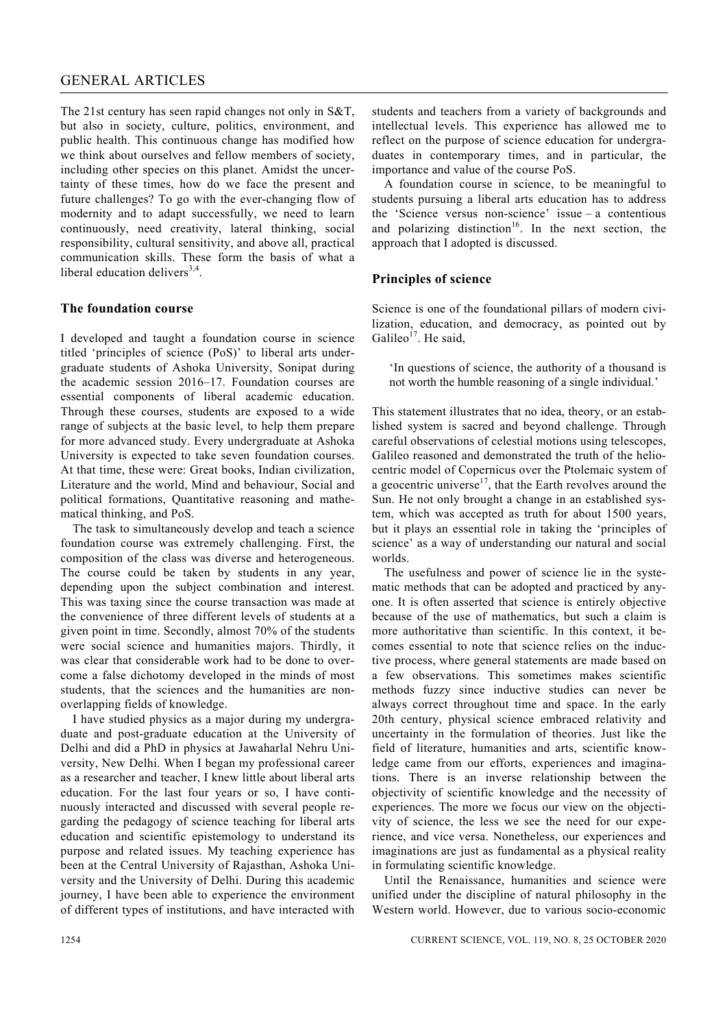The 21st century has seen rapid changes not only in S&T, but also in society, culture, politics, environment, and public health. This continuous change has modified how we think about ourselves and fellow members of society, including other species on this planet. Amidst the uncertainty of these times, how do we face the present and future challenges? To go with the ever-changing flow of modernity and to adapt successfully, we need to learn continuously, need creativity, lateral thinking, social responsibility, cultural sensitivity, and above all, practical communication skills. These form the basis of what a liberal education delivers[3,4].

## The foundation course

I developed and taught a foundation course in science titled 'principles of science (PoS)' to liberal arts undergraduate students of Ashoka University, Sonipat during the academic session 2016–17. Foundation courses are essential components of liberal academic education. Through these courses, students are exposed to a wide range of subjects at the basic level, to help them prepare for more advanced study. Every undergraduate at Ashoka University is expected to take seven foundation courses. At that time, these were: Great books, Indian civilization, Literature and the world, Mind and behaviour, Social and political formations, Quantitative reasoning and mathematical thinking, and PoS.

The task to simultaneously develop and teach a science foundation course was extremely challenging. First, the composition of the class was diverse and heterogeneous. The course could be taken by students in any year, depending upon the subject combination and interest. This was taxing since the course transaction was made at the convenience of three different levels of students at a given point in time. Secondly, almost 70% of the students were social science and humanities majors. Thirdly, it was clear that considerable work had to be done to overcome a false dichotomy developed in the minds of most students, that the sciences and the humanities are non-overlapping fields of knowledge.

I have studied physics as a major during my undergraduate and post-graduate education at the University of Delhi and did a PhD in physics at Jawaharlal Nehru University, New Delhi. When I began my professional career as a researcher and teacher, I knew little about liberal arts education. For the last four years or so, I have continuously interacted and discussed with several people regarding the pedagogy of science teaching for liberal arts education and scientific epistemology to understand its purpose and related issues. My teaching experience has been at the Central University of Rajasthan, Ashoka University and the University of Delhi. During this academic journey, I have been able to experience the environment of different types of institutions, and have interacted with students and teachers from a variety of backgrounds and intellectual levels. This experience has allowed me to reflect on the purpose of science education for undergraduates in contemporary times, and in particular, the importance and value of the course PoS.

A foundation course in science, to be meaningful to students pursuing a liberal arts education has to address the 'Science versus non-science' issue – a contentious and polarizing distinction[16]. In the next section, the approach that I adopted is discussed.

## Principles of science

Science is one of the foundational pillars of modern civilization, education, and democracy, as pointed out by Galileo[17]. He said,

> 'In questions of science, the authority of a thousand is not worth the humble reasoning of a single individual.'

This statement illustrates that no idea, theory, or an established system is sacred and beyond challenge. Through careful observations of celestial motions using telescopes, Galileo reasoned and demonstrated the truth of the heliocentric model of Copernicus over the Ptolemaic system of a geocentric universe[17], that the Earth revolves around the Sun. He not only brought a change in an established system, which was accepted as truth for about 1500 years, but it plays an essential role in taking the 'principles of science' as a way of understanding our natural and social worlds.

The usefulness and power of science lie in the systematic methods that can be adopted and practiced by anyone. It is often asserted that science is entirely objective because of the use of mathematics, but such a claim is more authoritative than scientific. In this context, it becomes essential to note that science relies on the inductive process, where general statements are made based on a few observations. This sometimes makes scientific methods fuzzy since inductive studies can never be always correct throughout time and space. In the early 20th century, physical science embraced relativity and uncertainty in the formulation of theories. Just like the field of literature, humanities and arts, scientific knowledge came from our efforts, experiences and imaginations. There is an inverse relationship between the objectivity of scientific knowledge and the necessity of experiences. The more we focus our view on the objectivity of science, the less we see the need for our experience, and vice versa. Nonetheless, our experiences and imaginations are just as fundamental as a physical reality in formulating scientific knowledge.

Until the Renaissance, humanities and science were unified under the discipline of natural philosophy in the Western world. However, due to various socio-economic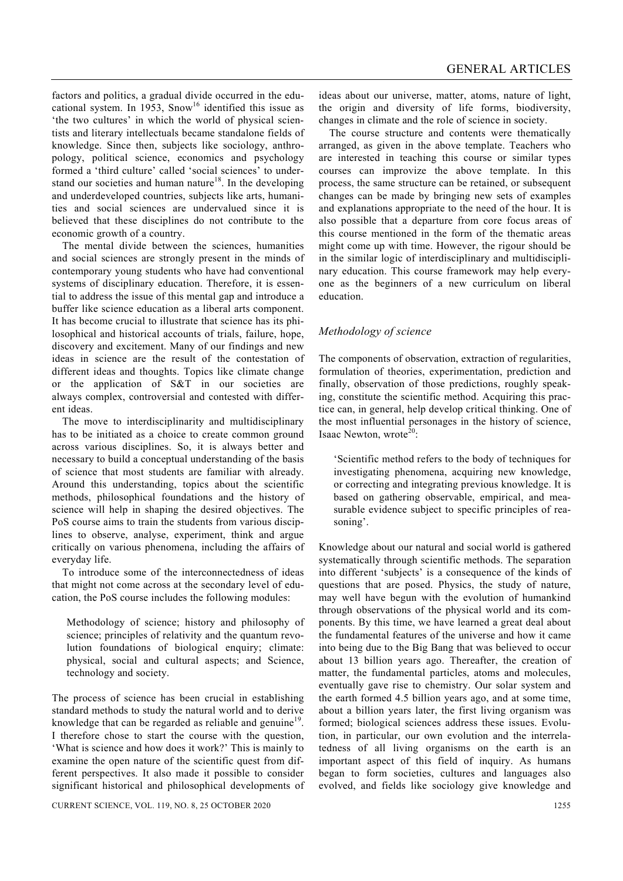factors and politics, a gradual divide occurred in the educational system. In 1953, Snow[16] identified this issue as 'the two cultures' in which the world of physical scientists and literary intellectuals became standalone fields of knowledge. Since then, subjects like sociology, anthropology, political science, economics and psychology formed a 'third culture' called 'social sciences' to understand our societies and human nature[18]. In the developing and underdeveloped countries, subjects like arts, humanities and social sciences are undervalued since it is believed that these disciplines do not contribute to the economic growth of a country.

The mental divide between the sciences, humanities and social sciences are strongly present in the minds of contemporary young students who have had conventional systems of disciplinary education. Therefore, it is essential to address the issue of this mental gap and introduce a buffer like science education as a liberal arts component. It has become crucial to illustrate that science has its philosophical and historical accounts of trials, failure, hope, discovery and excitement. Many of our findings and new ideas in science are the result of the contestation of different ideas and thoughts. Topics like climate change or the application of S&T in our societies are always complex, controversial and contested with different ideas.

The move to interdisciplinarity and multidisciplinary has to be initiated as a choice to create common ground across various disciplines. So, it is always better and necessary to build a conceptual understanding of the basis of science that most students are familiar with already. Around this understanding, topics about the scientific methods, philosophical foundations and the history of science will help in shaping the desired objectives. The PoS course aims to train the students from various disciplines to observe, analyse, experiment, think and argue critically on various phenomena, including the affairs of everyday life.

To introduce some of the interconnectedness of ideas that might not come across at the secondary level of education, the PoS course includes the following modules:

> Methodology of science; history and philosophy of science; principles of relativity and the quantum revolution foundations of biological enquiry; climate: physical, social and cultural aspects; and Science, technology and society.

The process of science has been crucial in establishing standard methods to study the natural world and to derive knowledge that can be regarded as reliable and genuine[19]. I therefore chose to start the course with the question, 'What is science and how does it work?' This is mainly to examine the open nature of the scientific quest from different perspectives. It also made it possible to consider significant historical and philosophical developments of ideas about our universe, matter, atoms, nature of light, the origin and diversity of life forms, biodiversity, changes in climate and the role of science in society.

The course structure and contents were thematically arranged, as given in the above template. Teachers who are interested in teaching this course or similar types courses can improvize the above template. In this process, the same structure can be retained, or subsequent changes can be made by bringing new sets of examples and explanations appropriate to the need of the hour. It is also possible that a departure from core focus areas of this course mentioned in the form of the thematic areas might come up with time. However, the rigour should be in the similar logic of interdisciplinary and multidisciplinary education. This course framework may help everyone as the beginners of a new curriculum on liberal education.

### *Methodology of science*

The components of observation, extraction of regularities, formulation of theories, experimentation, prediction and finally, observation of those predictions, roughly speaking, constitute the scientific method. Acquiring this practice can, in general, help develop critical thinking. One of the most influential personages in the history of science, Isaac Newton, wrote[20]:

> 'Scientific method refers to the body of techniques for investigating phenomena, acquiring new knowledge, or correcting and integrating previous knowledge. It is based on gathering observable, empirical, and measurable evidence subject to specific principles of reasoning'.

Knowledge about our natural and social world is gathered systematically through scientific methods. The separation into different 'subjects' is a consequence of the kinds of questions that are posed. Physics, the study of nature, may well have begun with the evolution of humankind through observations of the physical world and its components. By this time, we have learned a great deal about the fundamental features of the universe and how it came into being due to the Big Bang that was believed to occur about 13 billion years ago. Thereafter, the creation of matter, the fundamental particles, atoms and molecules, eventually gave rise to chemistry. Our solar system and the earth formed 4.5 billion years ago, and at some time, about a billion years later, the first living organism was formed; biological sciences address these issues. Evolution, in particular, our own evolution and the interrelatedness of all living organisms on the earth is an important aspect of this field of inquiry. As humans began to form societies, cultures and languages also evolved, and fields like sociology give knowledge and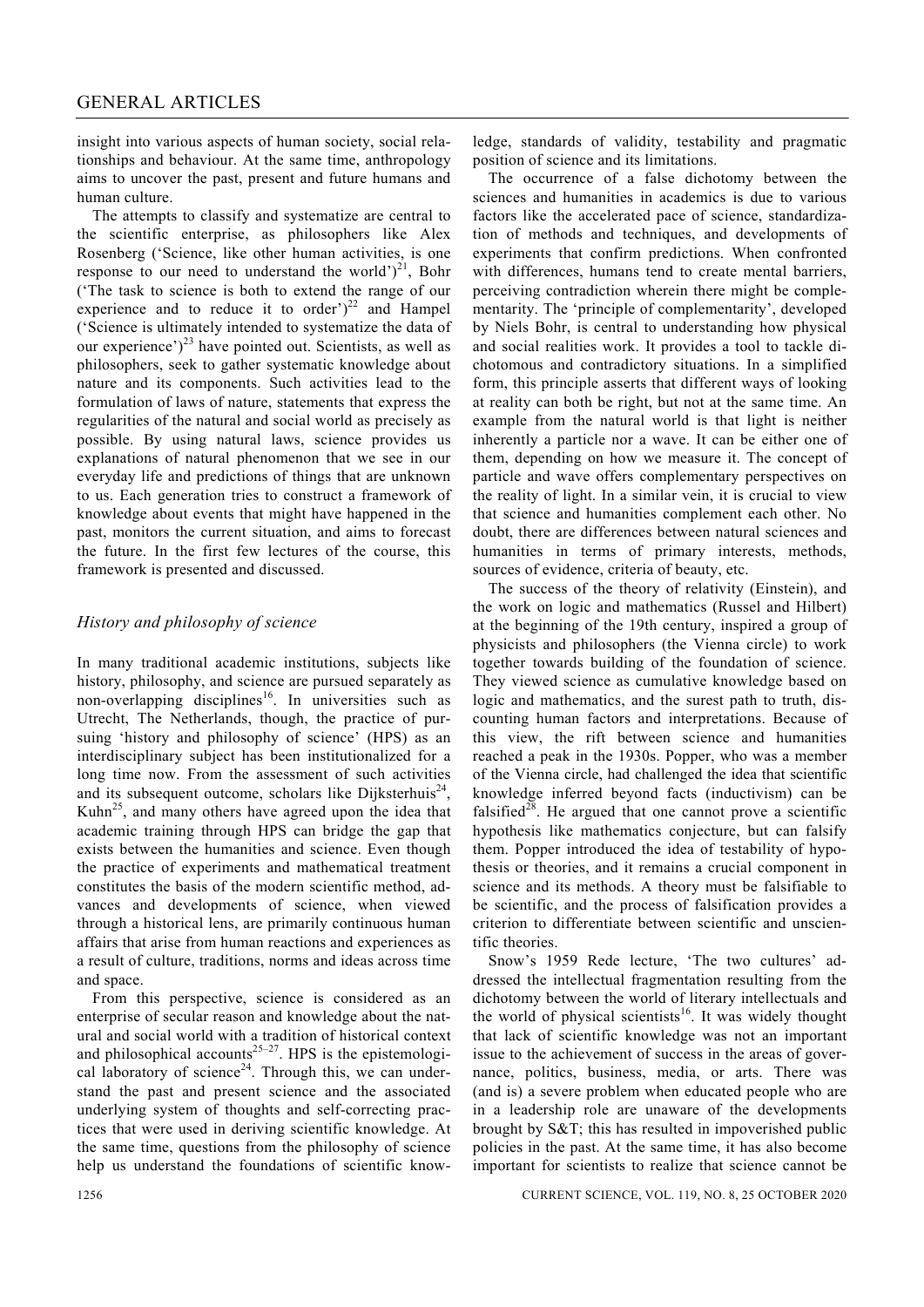insight into various aspects of human society, social relationships and behaviour. At the same time, anthropology aims to uncover the past, present and future humans and human culture.

The attempts to classify and systematize are central to the scientific enterprise, as philosophers like Alex Rosenberg ('Science, like other human activities, is one response to our need to understand the world')[21], Bohr ('The task to science is both to extend the range of our experience and to reduce it to order')[22] and Hampel ('Science is ultimately intended to systematize the data of our experience')[23] have pointed out. Scientists, as well as philosophers, seek to gather systematic knowledge about nature and its components. Such activities lead to the formulation of laws of nature, statements that express the regularities of the natural and social world as precisely as possible. By using natural laws, science provides us explanations of natural phenomenon that we see in our everyday life and predictions of things that are unknown to us. Each generation tries to construct a framework of knowledge about events that might have happened in the past, monitors the current situation, and aims to forecast the future. In the first few lectures of the course, this framework is presented and discussed.

## *History and philosophy of science*

In many traditional academic institutions, subjects like history, philosophy, and science are pursued separately as non-overlapping disciplines[16]. In universities such as Utrecht, The Netherlands, though, the practice of pursuing 'history and philosophy of science' (HPS) as an interdisciplinary subject has been institutionalized for a long time now. From the assessment of such activities and its subsequent outcome, scholars like Dijksterhuis[24], Kuhn[25], and many others have agreed upon the idea that academic training through HPS can bridge the gap that exists between the humanities and science. Even though the practice of experiments and mathematical treatment constitutes the basis of the modern scientific method, advances and developments of science, when viewed through a historical lens, are primarily continuous human affairs that arise from human reactions and experiences as a result of culture, traditions, norms and ideas across time and space.

From this perspective, science is considered as an enterprise of secular reason and knowledge about the natural and social world with a tradition of historical context and philosophical accounts[25–27]. HPS is the epistemological laboratory of science[24]. Through this, we can understand the past and present science and the associated underlying system of thoughts and self-correcting practices that were used in deriving scientific knowledge. At the same time, questions from the philosophy of science help us understand the foundations of scientific knowledge, standards of validity, testability and pragmatic position of science and its limitations.

The occurrence of a false dichotomy between the sciences and humanities in academics is due to various factors like the accelerated pace of science, standardization of methods and techniques, and developments of experiments that confirm predictions. When confronted with differences, humans tend to create mental barriers, perceiving contradiction wherein there might be complementarity. The 'principle of complementarity', developed by Niels Bohr, is central to understanding how physical and social realities work. It provides a tool to tackle dichotomous and contradictory situations. In a simplified form, this principle asserts that different ways of looking at reality can both be right, but not at the same time. An example from the natural world is that light is neither inherently a particle nor a wave. It can be either one of them, depending on how we measure it. The concept of particle and wave offers complementary perspectives on the reality of light. In a similar vein, it is crucial to view that science and humanities complement each other. No doubt, there are differences between natural sciences and humanities in terms of primary interests, methods, sources of evidence, criteria of beauty, etc.

The success of the theory of relativity (Einstein), and the work on logic and mathematics (Russel and Hilbert) at the beginning of the 19th century, inspired a group of physicists and philosophers (the Vienna circle) to work together towards building of the foundation of science. They viewed science as cumulative knowledge based on logic and mathematics, and the surest path to truth, discounting human factors and interpretations. Because of this view, the rift between science and humanities reached a peak in the 1930s. Popper, who was a member of the Vienna circle, had challenged the idea that scientific knowledge inferred beyond facts (inductivism) can be falsified[28]. He argued that one cannot prove a scientific hypothesis like mathematics conjecture, but can falsify them. Popper introduced the idea of testability of hypothesis or theories, and it remains a crucial component in science and its methods. A theory must be falsifiable to be scientific, and the process of falsification provides a criterion to differentiate between scientific and unscientific theories.

Snow's 1959 Rede lecture, 'The two cultures' addressed the intellectual fragmentation resulting from the dichotomy between the world of literary intellectuals and the world of physical scientists[16]. It was widely thought that lack of scientific knowledge was not an important issue to the achievement of success in the areas of governance, politics, business, media, or arts. There was (and is) a severe problem when educated people who are in a leadership role are unaware of the developments brought by S&T; this has resulted in impoverished public policies in the past. At the same time, it has also become important for scientists to realize that science cannot be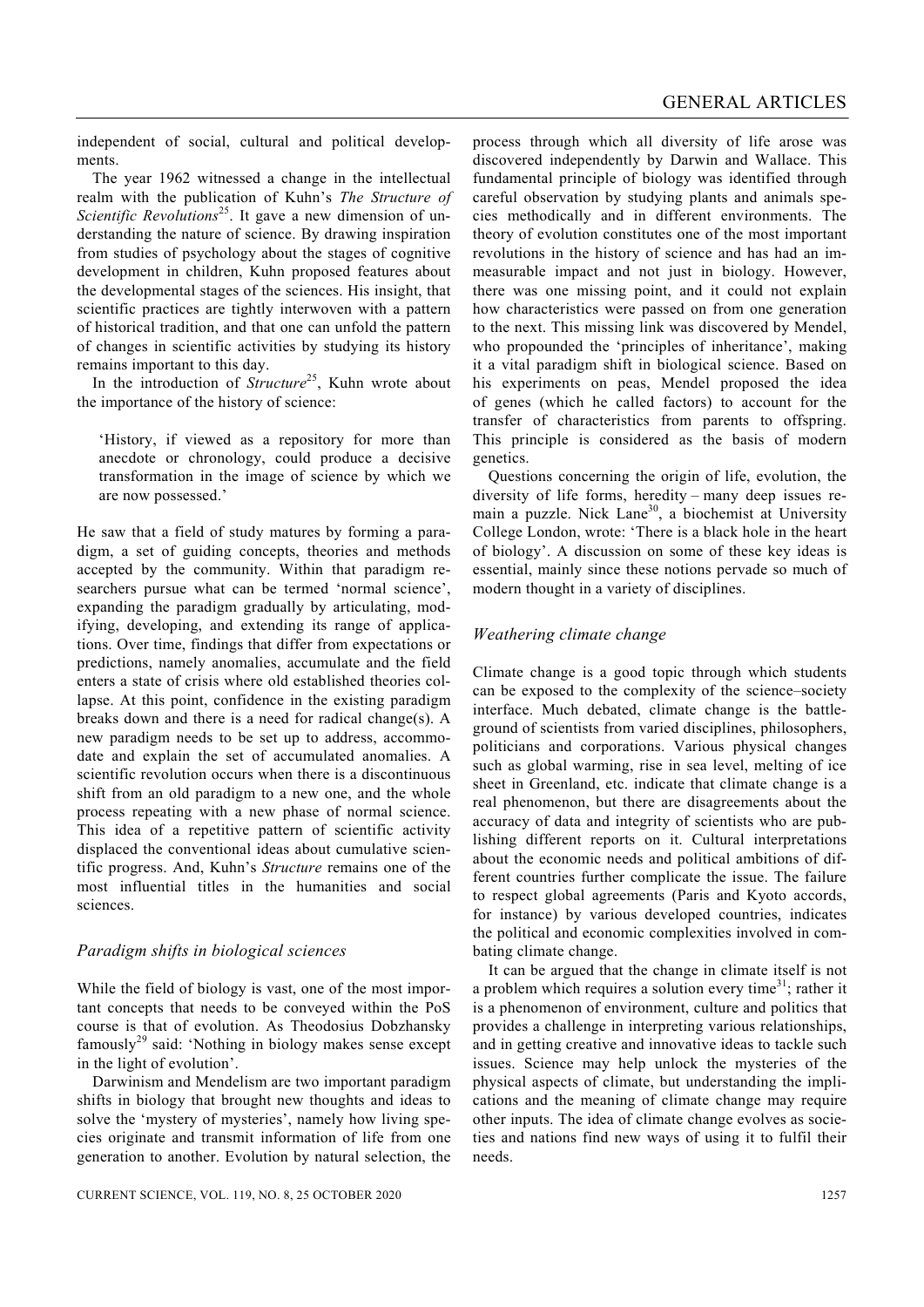independent of social, cultural and political developments.

The year 1962 witnessed a change in the intellectual realm with the publication of Kuhn's *The Structure of Scientific Revolutions*[25]. It gave a new dimension of understanding the nature of science. By drawing inspiration from studies of psychology about the stages of cognitive development in children, Kuhn proposed features about the developmental stages of the sciences. His insight, that scientific practices are tightly interwoven with a pattern of historical tradition, and that one can unfold the pattern of changes in scientific activities by studying its history remains important to this day.

In the introduction of *Structure*[25], Kuhn wrote about the importance of the history of science:

> 'History, if viewed as a repository for more than anecdote or chronology, could produce a decisive transformation in the image of science by which we are now possessed.'

He saw that a field of study matures by forming a paradigm, a set of guiding concepts, theories and methods accepted by the community. Within that paradigm researchers pursue what can be termed 'normal science', expanding the paradigm gradually by articulating, modifying, developing, and extending its range of applications. Over time, findings that differ from expectations or predictions, namely anomalies, accumulate and the field enters a state of crisis where old established theories collapse. At this point, confidence in the existing paradigm breaks down and there is a need for radical change(s). A new paradigm needs to be set up to address, accommodate and explain the set of accumulated anomalies. A scientific revolution occurs when there is a discontinuous shift from an old paradigm to a new one, and the whole process repeating with a new phase of normal science. This idea of a repetitive pattern of scientific activity displaced the conventional ideas about cumulative scientific progress. And, Kuhn's *Structure* remains one of the most influential titles in the humanities and social sciences.

### *Paradigm shifts in biological sciences*

While the field of biology is vast, one of the most important concepts that needs to be conveyed within the PoS course is that of evolution. As Theodosius Dobzhansky famously[29] said: 'Nothing in biology makes sense except in the light of evolution'.

Darwinism and Mendelism are two important paradigm shifts in biology that brought new thoughts and ideas to solve the 'mystery of mysteries', namely how living species originate and transmit information of life from one generation to another. Evolution by natural selection, the process through which all diversity of life arose was discovered independently by Darwin and Wallace. This fundamental principle of biology was identified through careful observation by studying plants and animals species methodically and in different environments. The theory of evolution constitutes one of the most important revolutions in the history of science and has had an immeasurable impact and not just in biology. However, there was one missing point, and it could not explain how characteristics were passed on from one generation to the next. This missing link was discovered by Mendel, who propounded the 'principles of inheritance', making it a vital paradigm shift in biological science. Based on his experiments on peas, Mendel proposed the idea of genes (which he called factors) to account for the transfer of characteristics from parents to offspring. This principle is considered as the basis of modern genetics.

Questions concerning the origin of life, evolution, the diversity of life forms, heredity – many deep issues remain a puzzle. Nick Lane[30], a biochemist at University College London, wrote: 'There is a black hole in the heart of biology'. A discussion on some of these key ideas is essential, mainly since these notions pervade so much of modern thought in a variety of disciplines.

### *Weathering climate change*

Climate change is a good topic through which students can be exposed to the complexity of the science–society interface. Much debated, climate change is the battleground of scientists from varied disciplines, philosophers, politicians and corporations. Various physical changes such as global warming, rise in sea level, melting of ice sheet in Greenland, etc. indicate that climate change is a real phenomenon, but there are disagreements about the accuracy of data and integrity of scientists who are publishing different reports on it. Cultural interpretations about the economic needs and political ambitions of different countries further complicate the issue. The failure to respect global agreements (Paris and Kyoto accords, for instance) by various developed countries, indicates the political and economic complexities involved in combating climate change.

It can be argued that the change in climate itself is not a problem which requires a solution every time[31]; rather it is a phenomenon of environment, culture and politics that provides a challenge in interpreting various relationships, and in getting creative and innovative ideas to tackle such issues. Science may help unlock the mysteries of the physical aspects of climate, but understanding the implications and the meaning of climate change may require other inputs. The idea of climate change evolves as societies and nations find new ways of using it to fulfil their needs.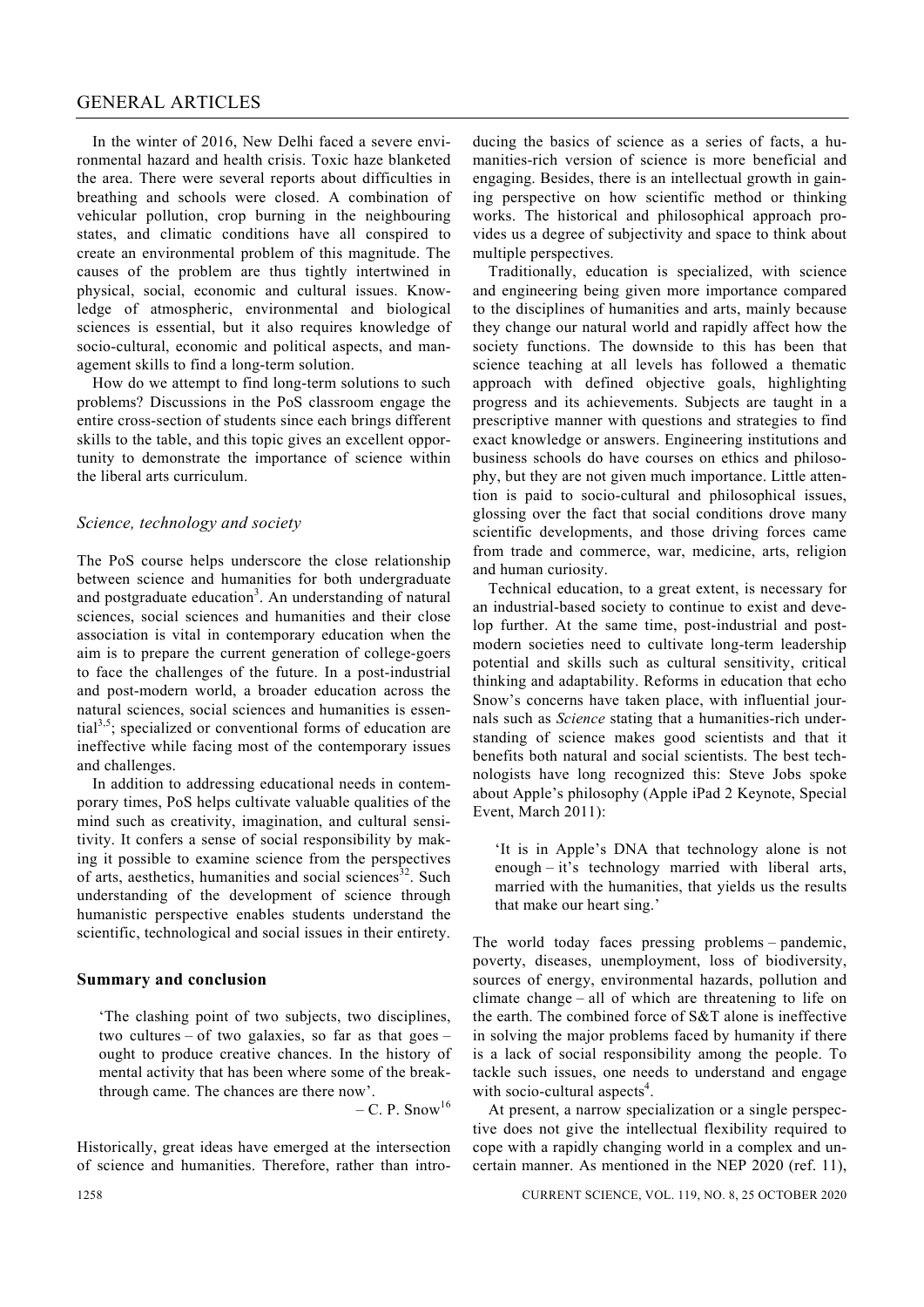In the winter of 2016, New Delhi faced a severe environmental hazard and health crisis. Toxic haze blanketed the area. There were several reports about difficulties in breathing and schools were closed. A combination of vehicular pollution, crop burning in the neighbouring states, and climatic conditions have all conspired to create an environmental problem of this magnitude. The causes of the problem are thus tightly intertwined in physical, social, economic and cultural issues. Knowledge of atmospheric, environmental and biological sciences is essential, but it also requires knowledge of socio-cultural, economic and political aspects, and management skills to find a long-term solution.

How do we attempt to find long-term solutions to such problems? Discussions in the PoS classroom engage the entire cross-section of students since each brings different skills to the table, and this topic gives an excellent opportunity to demonstrate the importance of science within the liberal arts curriculum.

### *Science, technology and society*

The PoS course helps underscore the close relationship between science and humanities for both undergraduate and postgraduate education[3]. An understanding of natural sciences, social sciences and humanities and their close association is vital in contemporary education when the aim is to prepare the current generation of college-goers to face the challenges of the future. In a post-industrial and post-modern world, a broader education across the natural sciences, social sciences and humanities is essential[3,5]; specialized or conventional forms of education are ineffective while facing most of the contemporary issues and challenges.

In addition to addressing educational needs in contemporary times, PoS helps cultivate valuable qualities of the mind such as creativity, imagination, and cultural sensitivity. It confers a sense of social responsibility by making it possible to examine science from the perspectives of arts, aesthetics, humanities and social sciences[32]. Such understanding of the development of science through humanistic perspective enables students understand the scientific, technological and social issues in their entirety.

## Summary and conclusion

> 'The clashing point of two subjects, two disciplines, two cultures – of two galaxies, so far as that goes – ought to produce creative chances. In the history of mental activity that has been where some of the breakthrough came. The chances are there now'.
>
> – C. P. Snow[16]

Historically, great ideas have emerged at the intersection of science and humanities. Therefore, rather than introducing the basics of science as a series of facts, a humanities-rich version of science is more beneficial and engaging. Besides, there is an intellectual growth in gaining perspective on how scientific method or thinking works. The historical and philosophical approach provides us a degree of subjectivity and space to think about multiple perspectives.

Traditionally, education is specialized, with science and engineering being given more importance compared to the disciplines of humanities and arts, mainly because they change our natural world and rapidly affect how the society functions. The downside to this has been that science teaching at all levels has followed a thematic approach with defined objective goals, highlighting progress and its achievements. Subjects are taught in a prescriptive manner with questions and strategies to find exact knowledge or answers. Engineering institutions and business schools do have courses on ethics and philosophy, but they are not given much importance. Little attention is paid to socio-cultural and philosophical issues, glossing over the fact that social conditions drove many scientific developments, and those driving forces came from trade and commerce, war, medicine, arts, religion and human curiosity.

Technical education, to a great extent, is necessary for an industrial-based society to continue to exist and develop further. At the same time, post-industrial and post-modern societies need to cultivate long-term leadership potential and skills such as cultural sensitivity, critical thinking and adaptability. Reforms in education that echo Snow's concerns have taken place, with influential journals such as *Science* stating that a humanities-rich understanding of science makes good scientists and that it benefits both natural and social scientists. The best technologists have long recognized this: Steve Jobs spoke about Apple's philosophy (Apple iPad 2 Keynote, Special Event, March 2011):

> 'It is in Apple's DNA that technology alone is not enough – it's technology married with liberal arts, married with the humanities, that yields us the results that make our heart sing.'

The world today faces pressing problems – pandemic, poverty, diseases, unemployment, loss of biodiversity, sources of energy, environmental hazards, pollution and climate change – all of which are threatening to life on the earth. The combined force of S&T alone is ineffective in solving the major problems faced by humanity if there is a lack of social responsibility among the people. To tackle such issues, one needs to understand and engage with socio-cultural aspects[4].

At present, a narrow specialization or a single perspective does not give the intellectual flexibility required to cope with a rapidly changing world in a complex and uncertain manner. As mentioned in the NEP 2020 (ref. 11),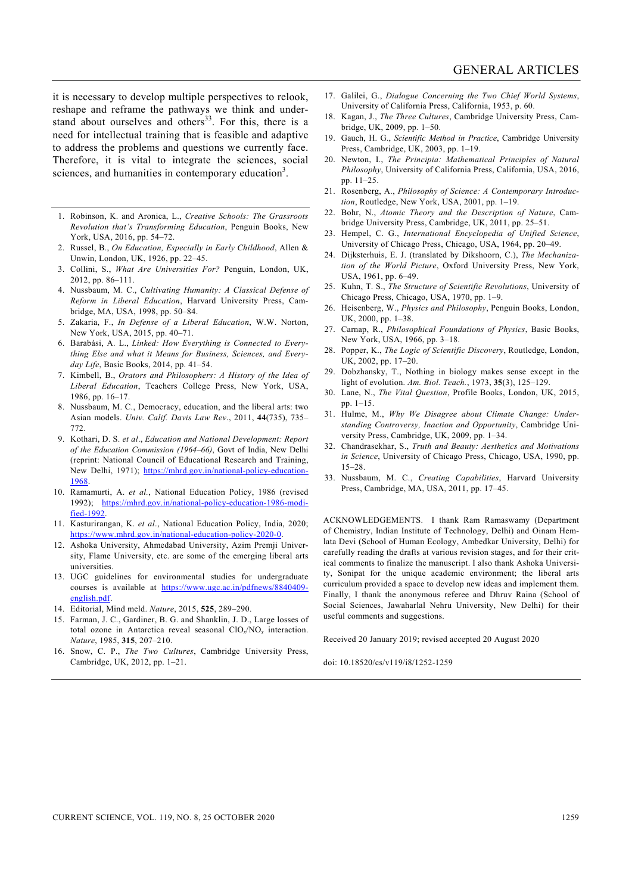it is necessary to develop multiple perspectives to relook, reshape and reframe the pathways we think and understand about ourselves and others[33]. For this, there is a need for intellectual training that is feasible and adaptive to address the problems and questions we currently face. Therefore, it is vital to integrate the sciences, social sciences, and humanities in contemporary education[3].

1. Robinson, K. and Aronica, L., *Creative Schools: The Grassroots Revolution that's Transforming Education*, Penguin Books, New York, USA, 2016, pp. 54–72.
2. Russel, B., *On Education, Especially in Early Childhood*, Allen & Unwin, London, UK, 1926, pp. 22–45.
3. Collini, S., *What Are Universities For?* Penguin, London, UK, 2012, pp. 86–111.
4. Nussbaum, M. C., *Cultivating Humanity: A Classical Defense of Reform in Liberal Education*, Harvard University Press, Cambridge, MA, USA, 1998, pp. 50–84.
5. Zakaria, F., *In Defense of a Liberal Education*, W.W. Norton, New York, USA, 2015, pp. 40–71.
6. Barabási, A. L., *Linked: How Everything is Connected to Everything Else and what it Means for Business, Sciences, and Everyday Life*, Basic Books, 2014, pp. 41–54.
7. Kimbell, B., *Orators and Philosophers: A History of the Idea of Liberal Education*, Teachers College Press, New York, USA, 1986, pp. 16–17.
8. Nussbaum, M. C., Democracy, education, and the liberal arts: two Asian models. *Univ. Calif. Davis Law Rev.*, 2011, **44**(735), 735–772.
9. Kothari, D. S. *et al.*, *Education and National Development: Report of the Education Commission (1964–66)*, Govt of India, New Delhi (reprint: National Council of Educational Research and Training, New Delhi, 1971); https://mhrd.gov.in/national-policy-education-1968.
10. Ramamurti, A. *et al.*, National Education Policy, 1986 (revised 1992); https://mhrd.gov.in/national-policy-education-1986-modified-1992.
11. Kasturirangan, K. *et al.*, National Education Policy, India, 2020; https://www.mhrd.gov.in/national-education-policy-2020-0.
12. Ashoka University, Ahmedabad University, Azim Premji University, Flame University, etc. are some of the emerging liberal arts universities.
13. UGC guidelines for environmental studies for undergraduate courses is available at https://www.ugc.ac.in/pdfnews/8840409-english.pdf.
14. Editorial, Mind meld. *Nature*, 2015, **525**, 289–290.
15. Farman, J. C., Gardiner, B. G. and Shanklin, J. D., Large losses of total ozone in Antarctica reveal seasonal $ClO_x/NO_x$ interaction. *Nature*, 1985, **315**, 207–210.
16. Snow, C. P., *The Two Cultures*, Cambridge University Press, Cambridge, UK, 2012, pp. 1–21.
17. Galilei, G., *Dialogue Concerning the Two Chief World Systems*, University of California Press, California, 1953, p. 60.
18. Kagan, J., *The Three Cultures*, Cambridge University Press, Cambridge, UK, 2009, pp. 1–50.
19. Gauch, H. G., *Scientific Method in Practice*, Cambridge University Press, Cambridge, UK, 2003, pp. 1–19.
20. Newton, I., *The Principia: Mathematical Principles of Natural Philosophy*, University of California Press, California, USA, 2016, pp. 11–25.
21. Rosenberg, A., *Philosophy of Science: A Contemporary Introduction*, Routledge, New York, USA, 2001, pp. 1–19.
22. Bohr, N., *Atomic Theory and the Description of Nature*, Cambridge University Press, Cambridge, UK, 2011, pp. 25–51.
23. Hempel, C. G., *International Encyclopedia of Unified Science*, University of Chicago Press, Chicago, USA, 1964, pp. 20–49.
24. Dijksterhuis, E. J. (translated by Dikshoorn, C.), *The Mechanization of the World Picture*, Oxford University Press, New York, USA, 1961, pp. 6–49.
25. Kuhn, T. S., *The Structure of Scientific Revolutions*, University of Chicago Press, Chicago, USA, 1970, pp. 1–9.
26. Heisenberg, W., *Physics and Philosophy*, Penguin Books, London, UK, 2000, pp. 1–38.
27. Carnap, R., *Philosophical Foundations of Physics*, Basic Books, New York, USA, 1966, pp. 3–18.
28. Popper, K., *The Logic of Scientific Discovery*, Routledge, London, UK, 2002, pp. 17–20.
29. Dobzhansky, T., Nothing in biology makes sense except in the light of evolution. *Am. Biol. Teach.*, 1973, **35**(3), 125–129.
30. Lane, N., *The Vital Question*, Profile Books, London, UK, 2015, pp. 1–15.
31. Hulme, M., *Why We Disagree about Climate Change: Understanding Controversy, Inaction and Opportunity*, Cambridge University Press, Cambridge, UK, 2009, pp. 1–34.
32. Chandrasekhar, S., *Truth and Beauty: Aesthetics and Motivations in Science*, University of Chicago Press, Chicago, USA, 1990, pp. 15–28.
33. Nussbaum, M. C., *Creating Capabilities*, Harvard University Press, Cambridge, MA, USA, 2011, pp. 17–45.

ACKNOWLEDGEMENTS. I thank Ram Ramaswamy (Department of Chemistry, Indian Institute of Technology, Delhi) and Oinam Hemlata Devi (School of Human Ecology, Ambedkar University, Delhi) for carefully reading the drafts at various revision stages, and for their critical comments to finalize the manuscript. I also thank Ashoka University, Sonipat for the unique academic environment; the liberal arts curriculum provided a space to develop new ideas and implement them. Finally, I thank the anonymous referee and Dhruv Raina (School of Social Sciences, Jawaharlal Nehru University, New Delhi) for their useful comments and suggestions.

Received 20 January 2019; revised accepted 20 August 2020

doi: 10.18520/cs/v119/i8/1252-1259